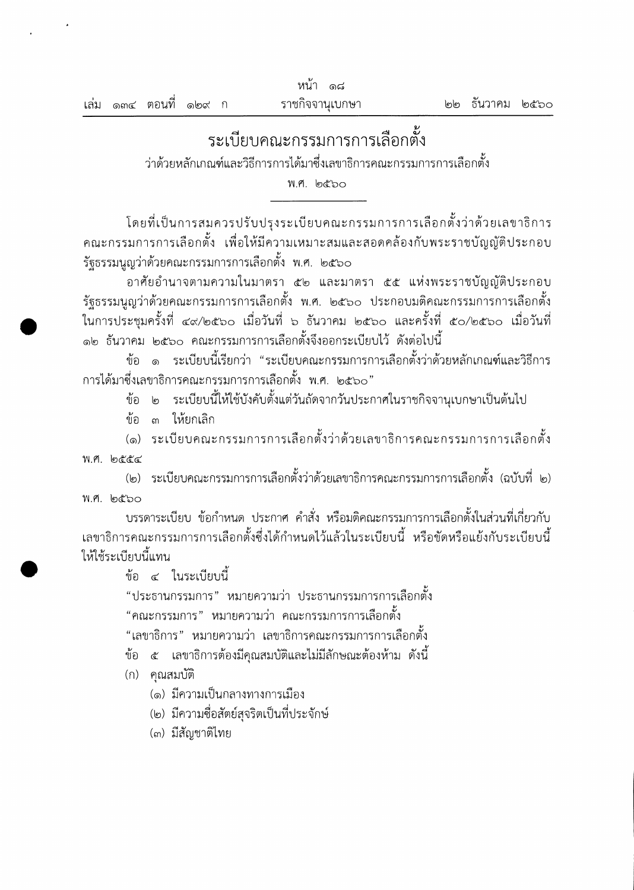# ระเบียบคณะกรรมการการเลือกตั้ง

ว่าด้วยหลักเกณฑ์และวิธีการการได้มาซึ่งเลขาธิการคณะกรรมการการเลือกตั้ง

พ.ศ. ๒๕๖๐

---

โดยที่เป็นการสมควรปรับปรุงระเบียบคณะกรรมการการเลือกตั้งว่าด้วยเลขาธิการคณะกรรมการการเลือกตั้ง เพื่อให้มีความเหมาะสมและสอดคล้องกับพระราชบัญญัติประกอบรัฐธรรมนูญว่าด้วยคณะกรรมการการเลือกตั้ง พ.ศ. ๒๕๖๐

อาศัยอำนาจตามความในมาตรา ๕๒ และมาตรา ๕๕ แห่งพระราชบัญญัติประกอบรัฐธรรมนูญว่าด้วยคณะกรรมการการเลือกตั้ง พ.ศ. ๒๕๖๐ ประกอบมติคณะกรรมการการเลือกตั้งในการประชุมครั้งที่ ๔๙/๒๕๖๐ เมื่อวันที่ ๖ ธันวาคม ๒๕๖๐ และครั้งที่ ๕๐/๒๕๖๐ เมื่อวันที่ ๑๒ ธันวาคม ๒๕๖๐ คณะกรรมการการเลือกตั้งจึงออกระเบียบไว้ ดังต่อไปนี้

ข้อ ๑ ระเบียบนี้เรียกว่า "ระเบียบคณะกรรมการการเลือกตั้งว่าด้วยหลักเกณฑ์และวิธีการการได้มาซึ่งเลขาธิการคณะกรรมการการเลือกตั้ง พ.ศ. ๒๕๖๐"

ข้อ ๒ ระเบียบนี้ให้ใช้บังคับตั้งแต่วันถัดจากวันประกาศในราชกิจจานุเบกษาเป็นต้นไป

ข้อ ๓ ให้ยกเลิก

(๑) ระเบียบคณะกรรมการการเลือกตั้งว่าด้วยเลขาธิการคณะกรรมการการเลือกตั้ง พ.ศ. ๒๕๕๔

(๒) ระเบียบคณะกรรมการการเลือกตั้งว่าด้วยเลขาธิการคณะกรรมการการเลือกตั้ง (ฉบับที่ ๒) พ.ศ. ๒๕๖๐

บรรดาระเบียบ ข้อกำหนด ประกาศ คำสั่ง หรือมติคณะกรรมการการเลือกตั้งในส่วนที่เกี่ยวกับเลขาธิการคณะกรรมการการเลือกตั้งซึ่งได้กำหนดไว้แล้วในระเบียบนี้ หรือขัดหรือแย้งกับระเบียบนี้ ให้ใช้ระเบียบนี้แทน

ข้อ ๔ ในระเบียบนี้

"ประธานกรรมการ" หมายความว่า ประธานกรรมการการเลือกตั้ง

"คณะกรรมการ" หมายความว่า คณะกรรมการการเลือกตั้ง

"เลขาธิการ" หมายความว่า เลขาธิการคณะกรรมการการเลือกตั้ง

ข้อ ๕ เลขาธิการต้องมีคุณสมบัติและไม่มีลักษณะต้องห้าม ดังนี้

(ก) คุณสมบัติ

(๑) มีความเป็นกลางทางการเมือง

(๒) มีความซื่อสัตย์สุจริตเป็นที่ประจักษ์

(๓) มีสัญชาติไทย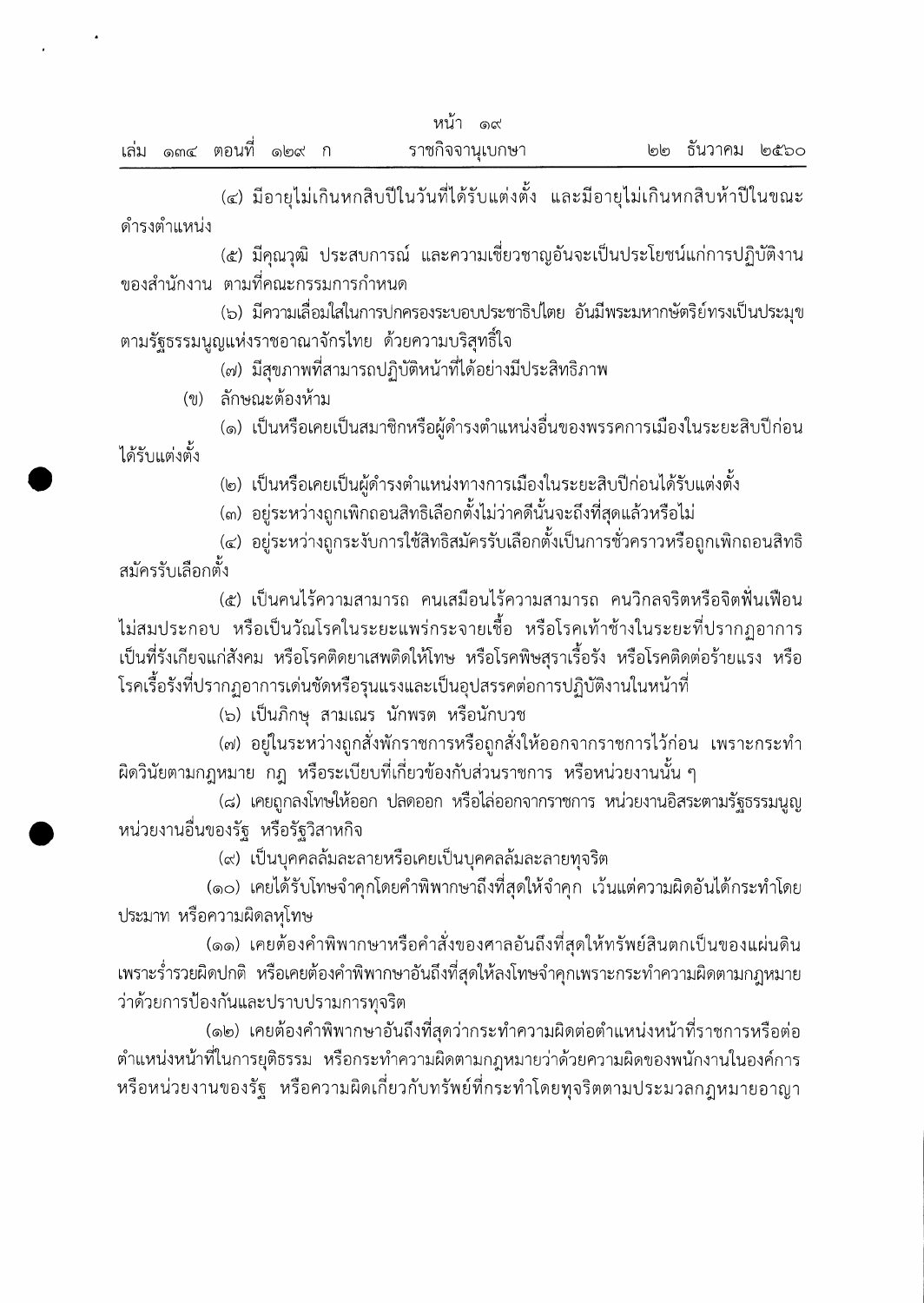(๔) มีอายุไม่เกินหกสิบปีในวันที่ได้รับแต่งตั้ง และมีอายุไม่เกินหกสิบห้าปีในขณะดำรงตำแหน่ง

(๕) มีคุณวุฒิ ประสบการณ์ และความเชี่ยวชาญอันจะเป็นประโยชน์แก่การปฏิบัติงานของสำนักงาน ตามที่คณะกรรมการกำหนด

(๖) มีความเลื่อมใสในการปกครองระบอบประชาธิปไตย อันมีพระมหากษัตริย์ทรงเป็นประมุขตามรัฐธรรมนูญแห่งราชอาณาจักรไทย ด้วยความบริสุทธิ์ใจ

(๗) มีสุขภาพที่สามารถปฏิบัติหน้าที่ได้อย่างมีประสิทธิภาพ

(ข) ลักษณะต้องห้าม

(๑) เป็นหรือเคยเป็นสมาชิกหรือผู้ดำรงตำแหน่งอื่นของพรรคการเมืองในระยะสิบปีก่อนได้รับแต่งตั้ง

(๒) เป็นหรือเคยเป็นผู้ดำรงตำแหน่งทางการเมืองในระยะสิบปีก่อนได้รับแต่งตั้ง

(๓) อยู่ระหว่างถูกเพิกถอนสิทธิเลือกตั้งไม่ว่าคดีนั้นจะถึงที่สุดแล้วหรือไม่

(๔) อยู่ระหว่างถูกระงับการใช้สิทธิสมัครรับเลือกตั้งเป็นการชั่วคราวหรือถูกเพิกถอนสิทธิสมัครรับเลือกตั้ง

(๕) เป็นคนไร้ความสามารถ คนเสมือนไร้ความสามารถ คนวิกลจริตหรือจิตฟั่นเฟือนไม่สมประกอบ หรือเป็นวัณโรคในระยะแพร่กระจายเชื้อ หรือโรคเท้าช้างในระยะที่ปรากฏอาการเป็นที่รังเกียจแก่สังคม หรือโรคติดยาเสพติดให้โทษ หรือโรคพิษสุราเรื้อรัง หรือโรคติดต่อร้ายแรง หรือโรคเรื้อรังที่ปรากฏอาการเด่นชัดหรือรุนแรงและเป็นอุปสรรคต่อการปฏิบัติงานในหน้าที่

(๖) เป็นภิกษุ สามเณร นักพรต หรือนักบวช

(๗) อยู่ในระหว่างถูกสั่งพักราชการหรือถูกสั่งให้ออกจากราชการไว้ก่อน เพราะกระทำผิดวินัยตามกฎหมาย กฎ หรือระเบียบที่เกี่ยวข้องกับส่วนราชการ หรือหน่วยงานนั้น ๆ

(๘) เคยถูกลงโทษให้ออก ปลดออก หรือไล่ออกจากราชการ หน่วยงานอิสระตามรัฐธรรมนูญ หน่วยงานอื่นของรัฐ หรือรัฐวิสาหกิจ

(๙) เป็นบุคคลล้มละลายหรือเคยเป็นบุคคลล้มละลายทุจริต

(๑๐) เคยได้รับโทษจำคุกโดยคำพิพากษาถึงที่สุดให้จำคุก เว้นแต่ความผิดอันได้กระทำโดยประมาท หรือความผิดลหุโทษ

(๑๑) เคยต้องคำพิพากษาหรือคำสั่งของศาลอันถึงที่สุดให้ทรัพย์สินตกเป็นของแผ่นดินเพราะร่ำรวยผิดปกติ หรือเคยต้องคำพิพากษาอันถึงที่สุดให้ลงโทษจำคุกเพราะกระทำความผิดตามกฎหมายว่าด้วยการป้องกันและปราบปรามการทุจริต

(๑๒) เคยต้องคำพิพากษาอันถึงที่สุดว่ากระทำความผิดต่อตำแหน่งหน้าที่ราชการหรือต่อตำแหน่งหน้าที่ในการยุติธรรม หรือกระทำความผิดตามกฎหมายว่าด้วยความผิดของพนักงานในองค์การหรือหน่วยงานของรัฐ หรือความผิดเกี่ยวกับทรัพย์ที่กระทำโดยทุจริตตามประมวลกฎหมายอาญา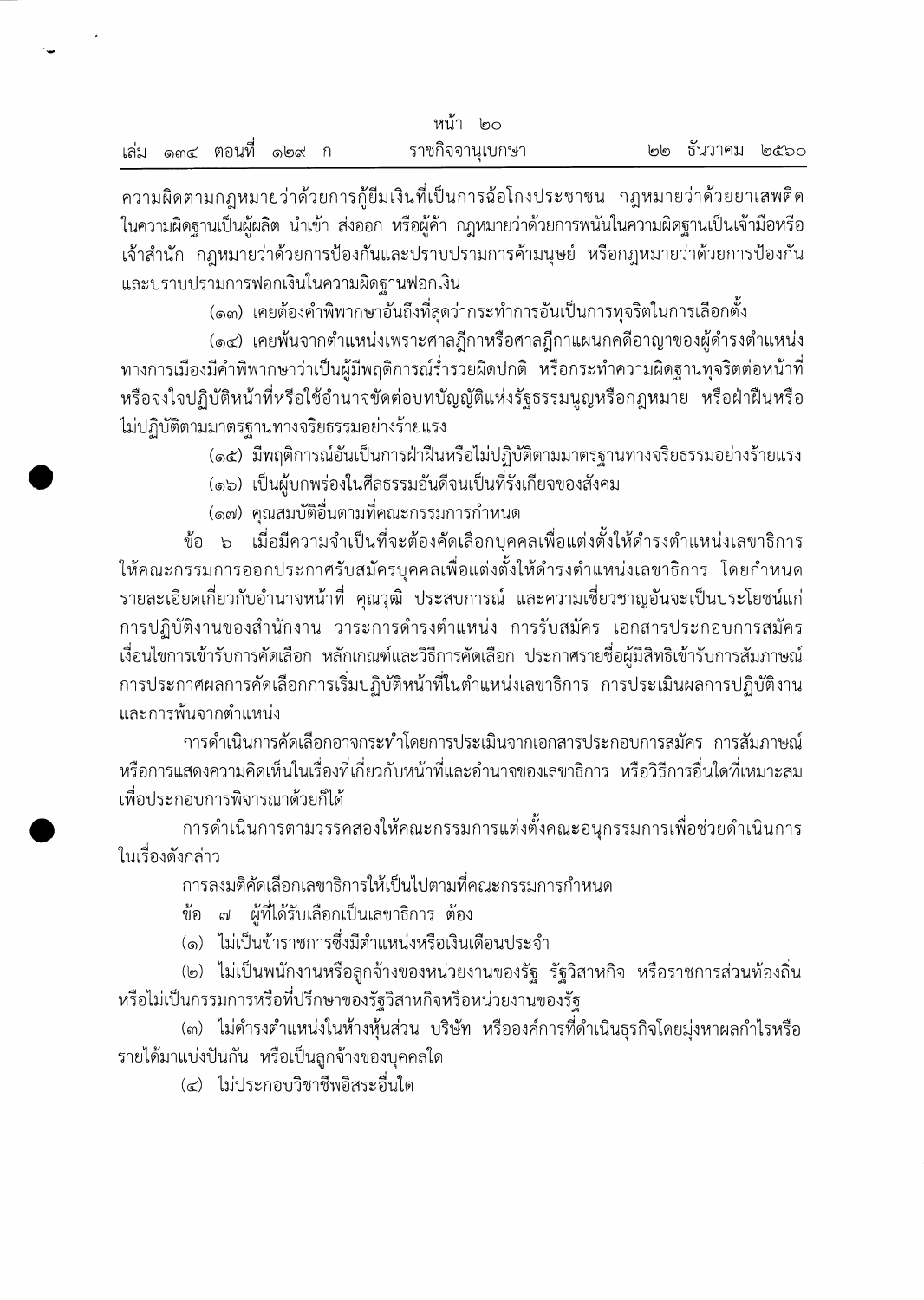ความผิดตามกฎหมายว่าด้วยการกู้ยืมเงินที่เป็นการฉ้อโกงประชาชน กฎหมายว่าด้วยยาเสพติดในความผิดฐานเป็นผู้ผลิต นำเข้า ส่งออก หรือผู้ค้า กฎหมายว่าด้วยการพนันในความผิดฐานเป็นเจ้ามือหรือเจ้าสำนัก กฎหมายว่าด้วยการป้องกันและปราบปรามการค้ามนุษย์ หรือกฎหมายว่าด้วยการป้องกันและปราบปรามการฟอกเงินในความผิดฐานฟอกเงิน

(๑๓) เคยต้องคำพิพากษาอันถึงที่สุดว่ากระทำการอันเป็นการทุจริตในการเลือกตั้ง

(๑๔) เคยพ้นจากตำแหน่งเพราะศาลฎีกาหรือศาลฎีกาแผนกคดีอาญาของผู้ดำรงตำแหน่งทางการเมืองมีคำพิพากษาว่าเป็นผู้มีพฤติการณ์ร่ำรวยผิดปกติ หรือกระทำความผิดฐานทุจริตต่อหน้าที่หรือจงใจปฏิบัติหน้าที่หรือใช้อำนาจขัดต่อบทบัญญัติแห่งรัฐธรรมนูญหรือกฎหมาย หรือฝ่าฝืนหรือไม่ปฏิบัติตามมาตรฐานทางจริยธรรมอย่างร้ายแรง

(๑๕) มีพฤติการณ์อันเป็นการฝ่าฝืนหรือไม่ปฏิบัติตามมาตรฐานทางจริยธรรมอย่างร้ายแรง

(๑๖) เป็นผู้บกพร่องในศีลธรรมอันดีจนเป็นที่รังเกียจของสังคม

(๑๗) คุณสมบัติอื่นตามที่คณะกรรมการกำหนด

ข้อ ๖ เมื่อมีความจำเป็นที่จะต้องคัดเลือกบุคคลเพื่อแต่งตั้งให้ดำรงตำแหน่งเลขาธิการ ให้คณะกรรมการออกประกาศรับสมัครบุคคลเพื่อแต่งตั้งให้ดำรงตำแหน่งเลขาธิการ โดยกำหนดรายละเอียดเกี่ยวกับอำนาจหน้าที่ คุณวุฒิ ประสบการณ์ และความเชี่ยวชาญอันจะเป็นประโยชน์แก่การปฏิบัติงานของสำนักงาน วาระการดำรงตำแหน่ง การรับสมัคร เอกสารประกอบการสมัคร เงื่อนไขการเข้ารับการคัดเลือก หลักเกณฑ์และวิธีการคัดเลือก ประกาศรายชื่อผู้มีสิทธิเข้ารับการสัมภาษณ์ การประกาศผลการคัดเลือกการเริ่มปฏิบัติหน้าที่ในตำแหน่งเลขาธิการ การประเมินผลการปฏิบัติงาน และการพ้นจากตำแหน่ง

การดำเนินการคัดเลือกอาจกระทำโดยการประเมินจากเอกสารประกอบการสมัคร การสัมภาษณ์ หรือการแสดงความคิดเห็นในเรื่องที่เกี่ยวกับหน้าที่และอำนาจของเลขาธิการ หรือวิธีการอื่นใดที่เหมาะสมเพื่อประกอบการพิจารณาด้วยก็ได้

การดำเนินการตามวรรคสองให้คณะกรรมการแต่งตั้งคณะอนุกรรมการเพื่อช่วยดำเนินการในเรื่องดังกล่าว

การลงมติคัดเลือกเลขาธิการให้เป็นไปตามที่คณะกรรมการกำหนด

ข้อ ๗ ผู้ที่ได้รับเลือกเป็นเลขาธิการ ต้อง

(๑) ไม่เป็นข้าราชการซึ่งมีตำแหน่งหรือเงินเดือนประจำ

(๒) ไม่เป็นพนักงานหรือลูกจ้างของหน่วยงานของรัฐ รัฐวิสาหกิจ หรือราชการส่วนท้องถิ่น หรือไม่เป็นกรรมการหรือที่ปรึกษาของรัฐวิสาหกิจหรือหน่วยงานของรัฐ

(๓) ไม่ดำรงตำแหน่งในห้างหุ้นส่วน บริษัท หรือองค์การที่ดำเนินธุรกิจโดยมุ่งหาผลกำไรหรือรายได้มาแบ่งปันกัน หรือเป็นลูกจ้างของบุคคลใด

(๔) ไม่ประกอบวิชาชีพอิสระอื่นใด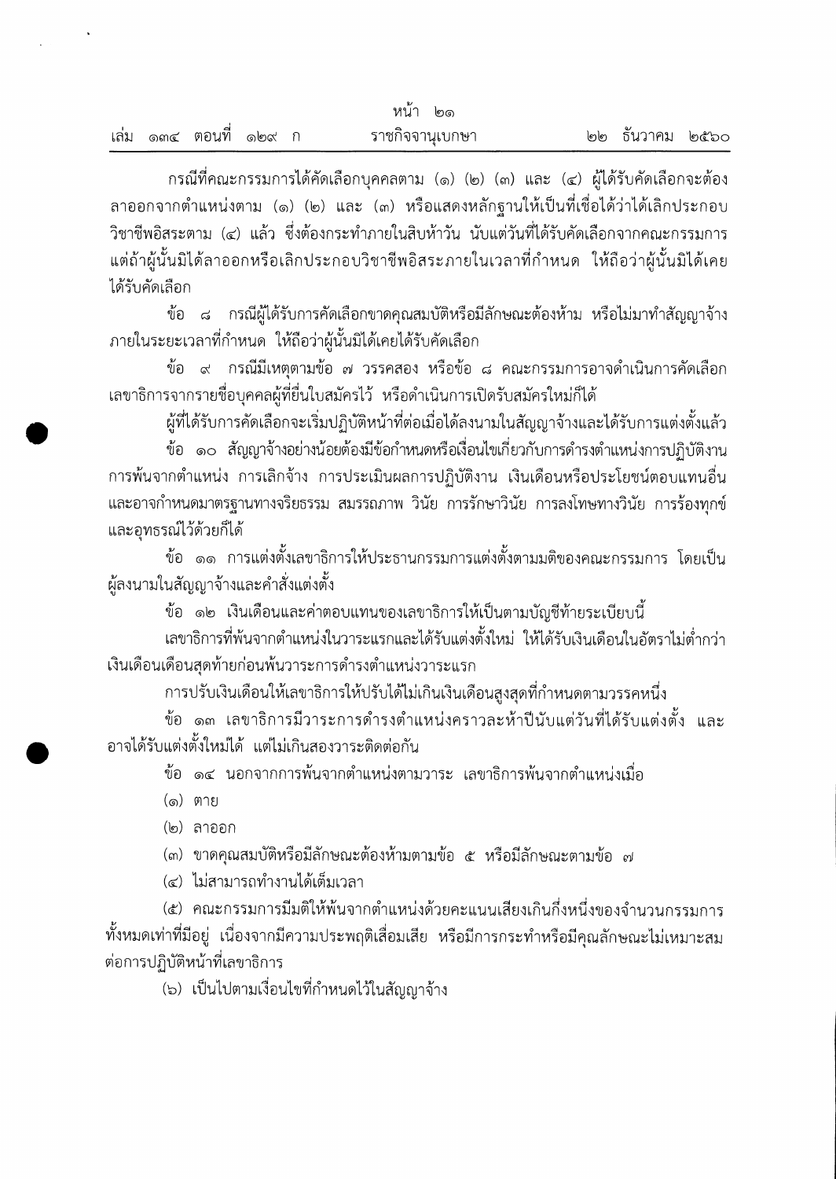กรณีที่คณะกรรมการได้คัดเลือกบุคคลตาม (๑) (๒) (๓) และ (๔) ผู้ได้รับคัดเลือกจะต้องลาออกจากตำแหน่งตาม (๑) (๒) และ (๓) หรือแสดงหลักฐานให้เป็นที่เชื่อได้ว่าได้เลิกประกอบวิชาชีพอิสระตาม (๔) แล้ว ซึ่งต้องกระทำภายในสิบห้าวัน นับแต่วันที่ได้รับคัดเลือกจากคณะกรรมการ แต่ถ้าผู้นั้นมิได้ลาออกหรือเลิกประกอบวิชาชีพอิสระภายในเวลาที่กำหนด ให้ถือว่าผู้นั้นมิได้เคยได้รับคัดเลือก

ข้อ ๘ กรณีผู้ได้รับการคัดเลือกขาดคุณสมบัติหรือมีลักษณะต้องห้าม หรือไม่มาทำสัญญาจ้างภายในระยะเวลาที่กำหนด ให้ถือว่าผู้นั้นมิได้เคยได้รับคัดเลือก

ข้อ ๙ กรณีมีเหตุตามข้อ ๗ วรรคสอง หรือข้อ ๘ คณะกรรมการอาจดำเนินการคัดเลือกเลขาธิการจากรายชื่อบุคคลผู้ที่ยื่นใบสมัครไว้ หรือดำเนินการเปิดรับสมัครใหม่ก็ได้

ผู้ที่ได้รับการคัดเลือกจะเริ่มปฏิบัติหน้าที่ต่อเมื่อได้ลงนามในสัญญาจ้างและได้รับการแต่งตั้งแล้ว

ข้อ ๑๐ สัญญาจ้างอย่างน้อยต้องมีข้อกำหนดหรือเงื่อนไขเกี่ยวกับการดำรงตำแหน่งการปฏิบัติงาน การพ้นจากตำแหน่ง การเลิกจ้าง การประเมินผลการปฏิบัติงาน เงินเดือนหรือประโยชน์ตอบแทนอื่น และอาจกำหนดมาตรฐานทางจริยธรรม สมรรถภาพ วินัย การรักษาวินัย การลงโทษทางวินัย การร้องทุกข์ และอุทธรณ์ไว้ด้วยก็ได้

ข้อ ๑๑ การแต่งตั้งเลขาธิการให้ประธานกรรมการแต่งตั้งตามมติของคณะกรรมการ โดยเป็นผู้ลงนามในสัญญาจ้างและคำสั่งแต่งตั้ง

ข้อ ๑๒ เงินเดือนและค่าตอบแทนของเลขาธิการให้เป็นตามบัญชีท้ายระเบียบนี้

เลขาธิการที่พ้นจากตำแหน่งในวาระแรกและได้รับแต่งตั้งใหม่ ให้ได้รับเงินเดือนในอัตราไม่ต่ำกว่าเงินเดือนเดือนสุดท้ายก่อนพ้นวาระการดำรงตำแหน่งวาระแรก

การปรับเงินเดือนให้เลขาธิการให้ปรับได้ไม่เกินเงินเดือนสูงสุดที่กำหนดตามวรรคหนึ่ง

ข้อ ๑๓ เลขาธิการมีวาระการดำรงตำแหน่งคราวละห้าปีนับแต่วันที่ได้รับแต่งตั้ง และอาจได้รับแต่งตั้งใหม่ได้ แต่ไม่เกินสองวาระติดต่อกัน

ข้อ ๑๔ นอกจากการพ้นจากตำแหน่งตามวาระ เลขาธิการพ้นจากตำแหน่งเมื่อ

(๑) ตาย

(๒) ลาออก

(๓) ขาดคุณสมบัติหรือมีลักษณะต้องห้ามตามข้อ ๕ หรือมีลักษณะตามข้อ ๗

(๔) ไม่สามารถทำงานได้เต็มเวลา

(๕) คณะกรรมการมีมติให้พ้นจากตำแหน่งด้วยคะแนนเสียงเกินกึ่งหนึ่งของจำนวนกรรมการทั้งหมดเท่าที่มีอยู่ เนื่องจากมีความประพฤติเสื่อมเสีย หรือมีการกระทำหรือมีคุณลักษณะไม่เหมาะสมต่อการปฏิบัติหน้าที่เลขาธิการ

(๖) เป็นไปตามเงื่อนไขที่กำหนดไว้ในสัญญาจ้าง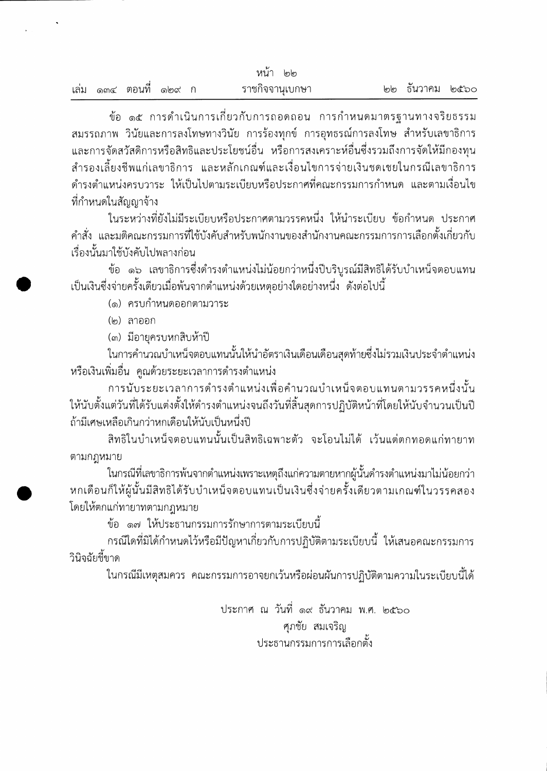ข้อ ๑๕ การดำเนินการเกี่ยวกับการถอดถอน การกำหนดมาตรฐานทางจริยธรรม สมรรถภาพ วินัยและการลงโทษทางวินัย การร้องทุกข์ การอุทธรณ์การลงโทษ สำหรับเลขาธิการ และการจัดสวัสดิการหรือสิทธิและประโยชน์อื่น หรือการสงเคราะห์อื่นซึ่งรวมถึงการจัดให้มีกองทุนสำรองเลี้ยงชีพแก่เลขาธิการ และหลักเกณฑ์และเงื่อนไขการจ่ายเงินชดเชยในกรณีเลขาธิการดำรงตำแหน่งครบวาระ ให้เป็นไปตามระเบียบหรือประกาศที่คณะกรรมการกำหนด และตามเงื่อนไขที่กำหนดในสัญญาจ้าง

ในระหว่างที่ยังไม่มีระเบียบหรือประกาศตามวรรคหนึ่ง ให้นำระเบียบ ข้อกำหนด ประกาศ คำสั่ง และมติคณะกรรมการที่ใช้บังคับสำหรับพนักงานของสำนักงานคณะกรรมการการเลือกตั้งเกี่ยวกับเรื่องนั้นมาใช้บังคับไปพลางก่อน

ข้อ ๑๖ เลขาธิการซึ่งดำรงตำแหน่งไม่น้อยกว่าหนึ่งปีบริบูรณ์มีสิทธิได้รับบำเหน็จตอบแทนเป็นเงินซึ่งจ่ายครั้งเดียวเมื่อพ้นจากตำแหน่งด้วยเหตุอย่างใดอย่างหนึ่ง ดังต่อไปนี้

(๑) ครบกำหนดออกตามวาระ

(๒) ลาออก

(๓) มีอายุครบหกสิบห้าปี

ในการคำนวณบำเหน็จตอบแทนนั้นให้นำอัตราเงินเดือนเดือนสุดท้ายซึ่งไม่รวมเงินประจำตำแหน่งหรือเงินเพิ่มอื่น คูณด้วยระยะเวลาการดำรงตำแหน่ง

การนับระยะเวลาการดำรงตำแหน่งเพื่อคำนวณบำเหน็จตอบแทนตามวรรคหนึ่งนั้น ให้นับตั้งแต่วันที่ได้รับแต่งตั้งให้ดำรงตำแหน่งจนถึงวันที่สิ้นสุดการปฏิบัติหน้าที่โดยให้นับจำนวนเป็นปี ถ้ามีเศษเหลือเกินกว่าหกเดือนให้นับเป็นหนึ่งปี

สิทธิในบำเหน็จตอบแทนนั้นเป็นสิทธิเฉพาะตัว จะโอนไม่ได้ เว้นแต่ตกทอดแก่ทายาทตามกฎหมาย

ในกรณีที่เลขาธิการพ้นจากตำแหน่งเพราะเหตุถึงแก่ความตายหากผู้นั้นดำรงตำแหน่งมาไม่น้อยกว่าหกเดือนก็ให้ผู้นั้นมีสิทธิได้รับบำเหน็จตอบแทนเป็นเงินซึ่งจ่ายครั้งเดียวตามเกณฑ์ในวรรคสอง โดยให้ตกแก่ทายาทตามกฎหมาย

ข้อ ๑๗ ให้ประธานกรรมการรักษาการตามระเบียบนี้

กรณีใดที่มิได้กำหนดไว้หรือมีปัญหาเกี่ยวกับการปฏิบัติตามระเบียบนี้ ให้เสนอคณะกรรมการวินิจฉัยชี้ขาด

ในกรณีมีเหตุสมควร คณะกรรมการอาจยกเว้นหรือผ่อนผันการปฏิบัติตามความในระเบียบนี้ได้

ประกาศ ณ วันที่ ๑๙ ธันวาคม พ.ศ. ๒๕๖๐

ศุภชัย สมเจริญ

ประธานกรรมการการเลือกตั้ง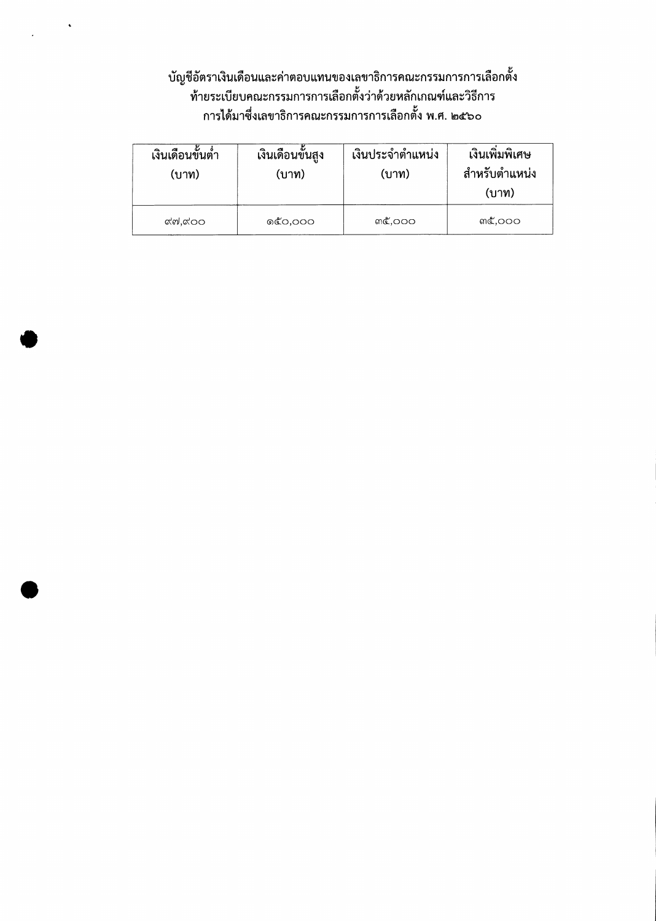บัญชีอัตราเงินเดือนและค่าตอบแทนของเลขาธิการคณะกรรมการการเลือกตั้ง
ท้ายระเบียบคณะกรรมการการเลือกตั้งว่าด้วยหลักเกณฑ์และวิธีการ
การได้มาซึ่งเลขาธิการคณะกรรมการการเลือกตั้ง พ.ศ. ๒๕๖๐

| เงินเดือนขั้นต่ำ (บาท) | เงินเดือนขั้นสูง (บาท) | เงินประจำตำแหน่ง (บาท) | เงินเพิ่มพิเศษสำหรับตำแหน่ง (บาท) |
|---|---|---|---|
| ๙๗,๙๐๐ | ๑๕๐,๐๐๐ | ๓๕,๐๐๐ | ๓๕,๐๐๐ |